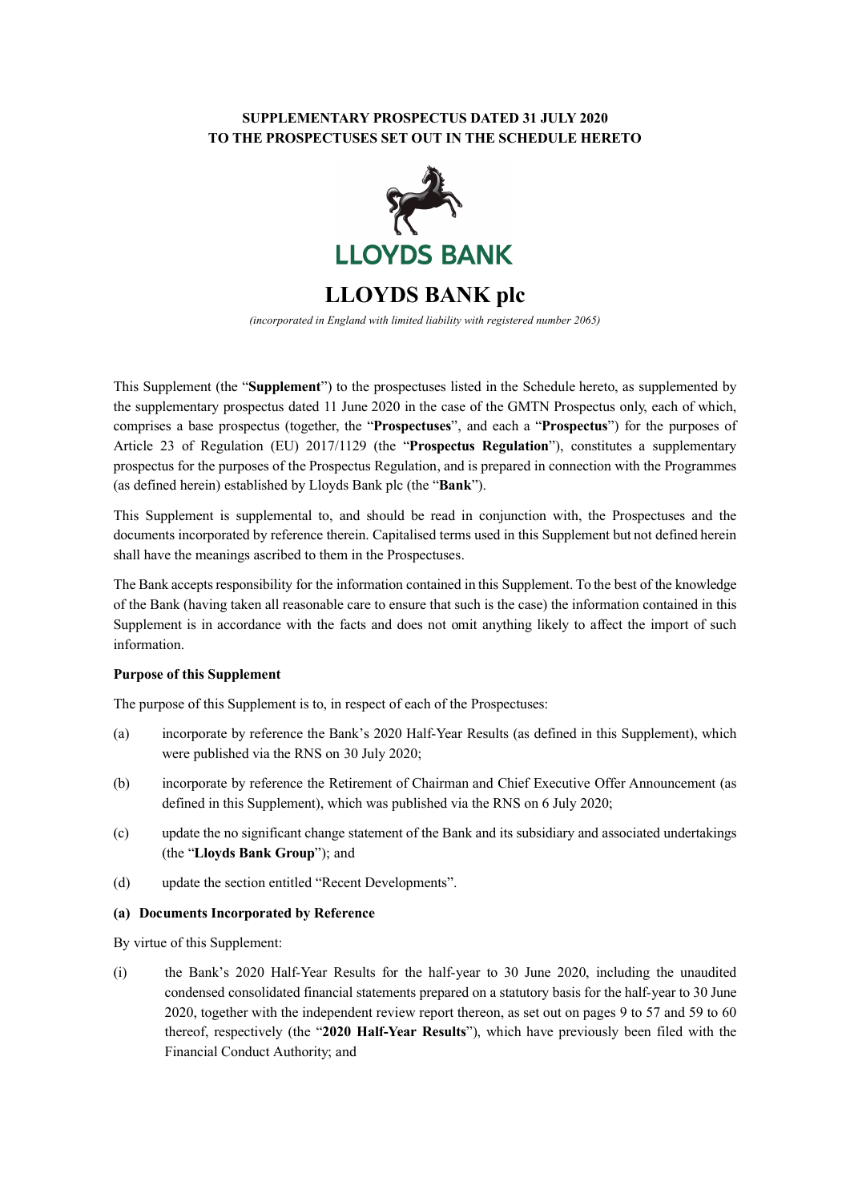**SUPPLEMENTARY PROSPECTUS DATED 31 JULY 2020**
**TO THE PROSPECTUSES SET OUT IN THE SCHEDULE HERETO**

LLOYDS BANK

# LLOYDS BANK plc

*(incorporated in England with limited liability with registered number 2065)*

This Supplement (the "**Supplement**") to the prospectuses listed in the Schedule hereto, as supplemented by the supplementary prospectus dated 11 June 2020 in the case of the GMTN Prospectus only, each of which, comprises a base prospectus (together, the "**Prospectuses**", and each a "**Prospectus**") for the purposes of Article 23 of Regulation (EU) 2017/1129 (the "**Prospectus Regulation**"), constitutes a supplementary prospectus for the purposes of the Prospectus Regulation, and is prepared in connection with the Programmes (as defined herein) established by Lloyds Bank plc (the "**Bank**").

This Supplement is supplemental to, and should be read in conjunction with, the Prospectuses and the documents incorporated by reference therein. Capitalised terms used in this Supplement but not defined herein shall have the meanings ascribed to them in the Prospectuses.

The Bank accepts responsibility for the information contained in this Supplement. To the best of the knowledge of the Bank (having taken all reasonable care to ensure that such is the case) the information contained in this Supplement is in accordance with the facts and does not omit anything likely to affect the import of such information.

**Purpose of this Supplement**

The purpose of this Supplement is to, in respect of each of the Prospectuses:

(a) incorporate by reference the Bank's 2020 Half-Year Results (as defined in this Supplement), which were published via the RNS on 30 July 2020;

(b) incorporate by reference the Retirement of Chairman and Chief Executive Offer Announcement (as defined in this Supplement), which was published via the RNS on 6 July 2020;

(c) update the no significant change statement of the Bank and its subsidiary and associated undertakings (the "**Lloyds Bank Group**"); and

(d) update the section entitled "Recent Developments".

**(a) Documents Incorporated by Reference**

By virtue of this Supplement:

(i) the Bank's 2020 Half-Year Results for the half-year to 30 June 2020, including the unaudited condensed consolidated financial statements prepared on a statutory basis for the half-year to 30 June 2020, together with the independent review report thereon, as set out on pages 9 to 57 and 59 to 60 thereof, respectively (the "**2020 Half-Year Results**"), which have previously been filed with the Financial Conduct Authority; and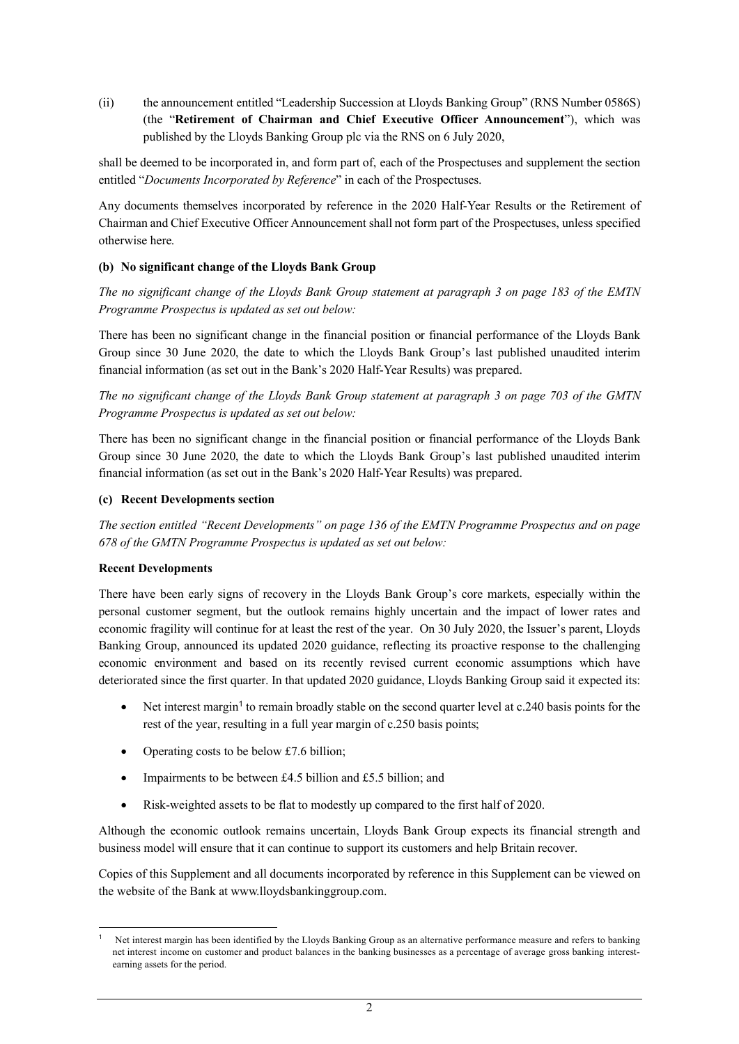(ii) the announcement entitled "Leadership Succession at Lloyds Banking Group" (RNS Number 0586S) (the "**Retirement of Chairman and Chief Executive Officer Announcement**"), which was published by the Lloyds Banking Group plc via the RNS on 6 July 2020,

shall be deemed to be incorporated in, and form part of, each of the Prospectuses and supplement the section entitled "*Documents Incorporated by Reference*" in each of the Prospectuses.

Any documents themselves incorporated by reference in the 2020 Half-Year Results or the Retirement of Chairman and Chief Executive Officer Announcement shall not form part of the Prospectuses, unless specified otherwise here.

**(b) No significant change of the Lloyds Bank Group**

*The no significant change of the Lloyds Bank Group statement at paragraph 3 on page 183 of the EMTN Programme Prospectus is updated as set out below:*

There has been no significant change in the financial position or financial performance of the Lloyds Bank Group since 30 June 2020, the date to which the Lloyds Bank Group's last published unaudited interim financial information (as set out in the Bank's 2020 Half-Year Results) was prepared.

*The no significant change of the Lloyds Bank Group statement at paragraph 3 on page 703 of the GMTN Programme Prospectus is updated as set out below:*

There has been no significant change in the financial position or financial performance of the Lloyds Bank Group since 30 June 2020, the date to which the Lloyds Bank Group's last published unaudited interim financial information (as set out in the Bank's 2020 Half-Year Results) was prepared.

**(c) Recent Developments section**

*The section entitled "Recent Developments" on page 136 of the EMTN Programme Prospectus and on page 678 of the GMTN Programme Prospectus is updated as set out below:*

**Recent Developments**

There have been early signs of recovery in the Lloyds Bank Group's core markets, especially within the personal customer segment, but the outlook remains highly uncertain and the impact of lower rates and economic fragility will continue for at least the rest of the year. On 30 July 2020, the Issuer's parent, Lloyds Banking Group, announced its updated 2020 guidance, reflecting its proactive response to the challenging economic environment and based on its recently revised current economic assumptions which have deteriorated since the first quarter. In that updated 2020 guidance, Lloyds Banking Group said it expected its:

- Net interest margin[1] to remain broadly stable on the second quarter level at c.240 basis points for the rest of the year, resulting in a full year margin of c.250 basis points;
- Operating costs to be below £7.6 billion;
- Impairments to be between £4.5 billion and £5.5 billion; and
- Risk-weighted assets to be flat to modestly up compared to the first half of 2020.

Although the economic outlook remains uncertain, Lloyds Bank Group expects its financial strength and business model will ensure that it can continue to support its customers and help Britain recover.

Copies of this Supplement and all documents incorporated by reference in this Supplement can be viewed on the website of the Bank at www.lloydsbankinggroup.com.

[1] Net interest margin has been identified by the Lloyds Banking Group as an alternative performance measure and refers to banking net interest income on customer and product balances in the banking businesses as a percentage of average gross banking interest-earning assets for the period.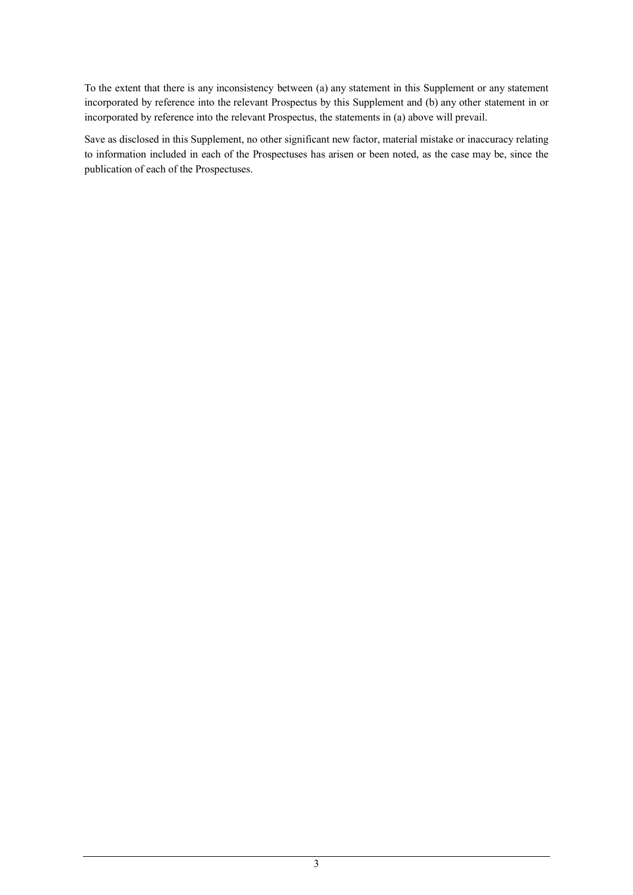To the extent that there is any inconsistency between (a) any statement in this Supplement or any statement incorporated by reference into the relevant Prospectus by this Supplement and (b) any other statement in or incorporated by reference into the relevant Prospectus, the statements in (a) above will prevail.

Save as disclosed in this Supplement, no other significant new factor, material mistake or inaccuracy relating to information included in each of the Prospectuses has arisen or been noted, as the case may be, since the publication of each of the Prospectuses.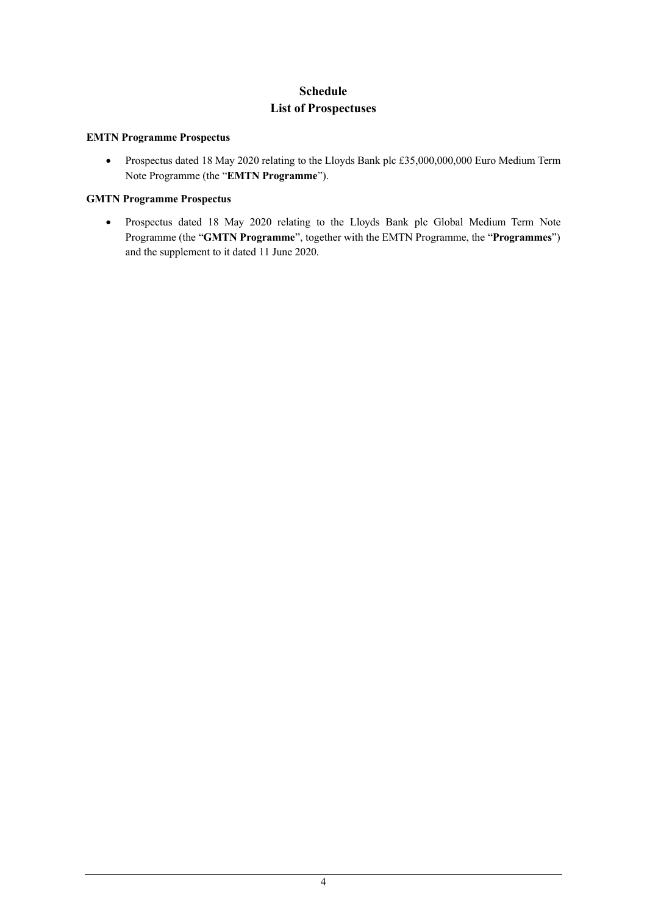# Schedule
## List of Prospectuses

**EMTN Programme Prospectus**

- Prospectus dated 18 May 2020 relating to the Lloyds Bank plc £35,000,000,000 Euro Medium Term Note Programme (the "**EMTN Programme**").

**GMTN Programme Prospectus**

- Prospectus dated 18 May 2020 relating to the Lloyds Bank plc Global Medium Term Note Programme (the "**GMTN Programme**", together with the EMTN Programme, the "**Programmes**") and the supplement to it dated 11 June 2020.